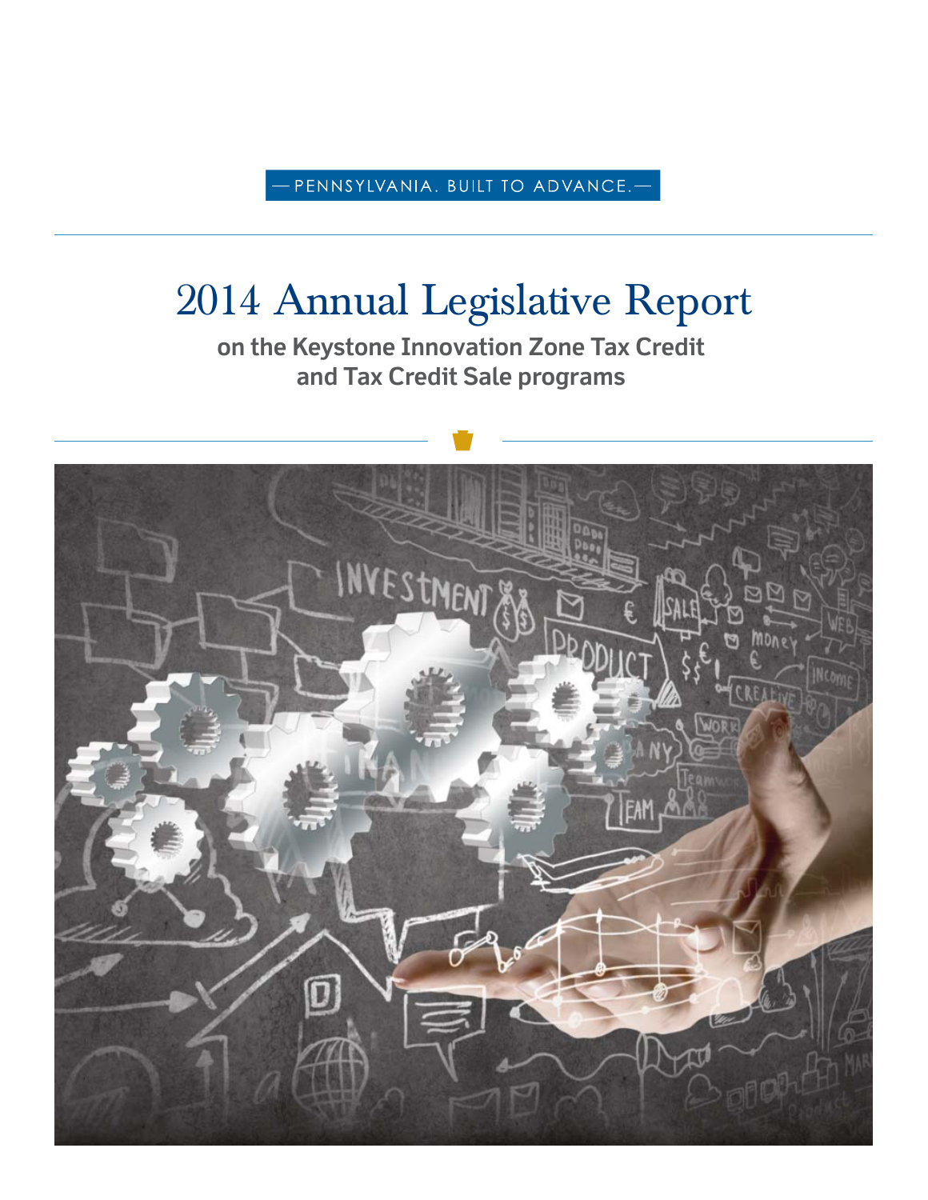— PENNSYLVANIA. BUILT TO ADVANCE. —

# 2014 Annual Legislative Report

## on the Keystone Innovation Zone Tax Credit and Tax Credit Sale programs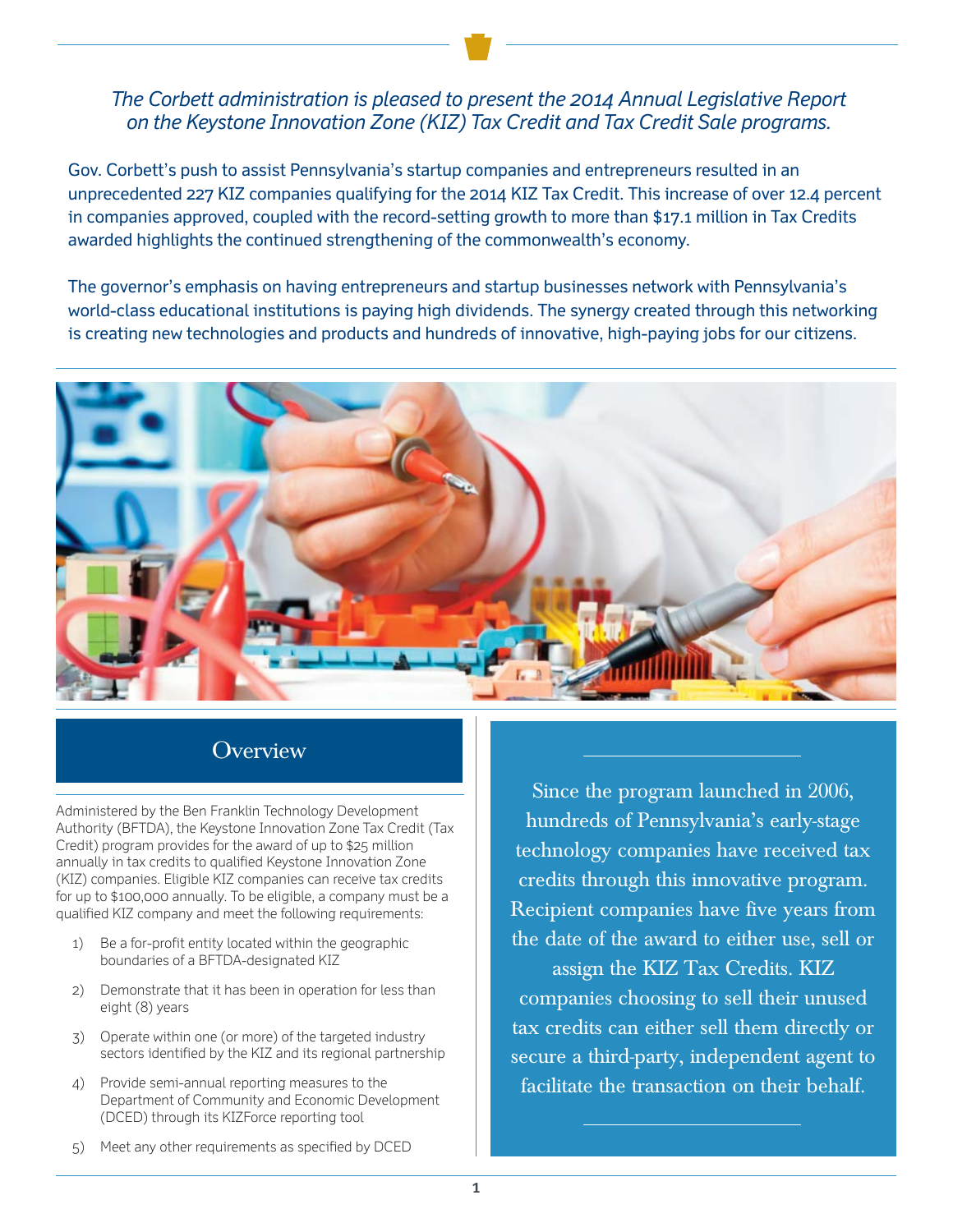*The Corbett administration is pleased to present the 2014 Annual Legislative Report on the Keystone Innovation Zone (KIZ) Tax Credit and Tax Credit Sale programs.*

Gov. Corbett's push to assist Pennsylvania's startup companies and entrepreneurs resulted in an unprecedented 227 KIZ companies qualifying for the 2014 KIZ Tax Credit. This increase of over 12.4 percent in companies approved, coupled with the record-setting growth to more than $17.1 million in Tax Credits awarded highlights the continued strengthening of the commonwealth's economy.

The governor's emphasis on having entrepreneurs and startup businesses network with Pennsylvania's world-class educational institutions is paying high dividends. The synergy created through this networking is creating new technologies and products and hundreds of innovative, high-paying jobs for our citizens.

## Overview

Administered by the Ben Franklin Technology Development Authority (BFTDA), the Keystone Innovation Zone Tax Credit (Tax Credit) program provides for the award of up to $25 million annually in tax credits to qualified Keystone Innovation Zone (KIZ) companies. Eligible KIZ companies can receive tax credits for up to $100,000 annually. To be eligible, a company must be a qualified KIZ company and meet the following requirements:

1) Be a for-profit entity located within the geographic boundaries of a BFTDA-designated KIZ
2) Demonstrate that it has been in operation for less than eight (8) years
3) Operate within one (or more) of the targeted industry sectors identified by the KIZ and its regional partnership
4) Provide semi-annual reporting measures to the Department of Community and Economic Development (DCED) through its KIZForce reporting tool
5) Meet any other requirements as specified by DCED

Since the program launched in 2006, hundreds of Pennsylvania's early-stage technology companies have received tax credits through this innovative program. Recipient companies have five years from the date of the award to either use, sell or assign the KIZ Tax Credits. KIZ companies choosing to sell their unused tax credits can either sell them directly or secure a third-party, independent agent to facilitate the transaction on their behalf.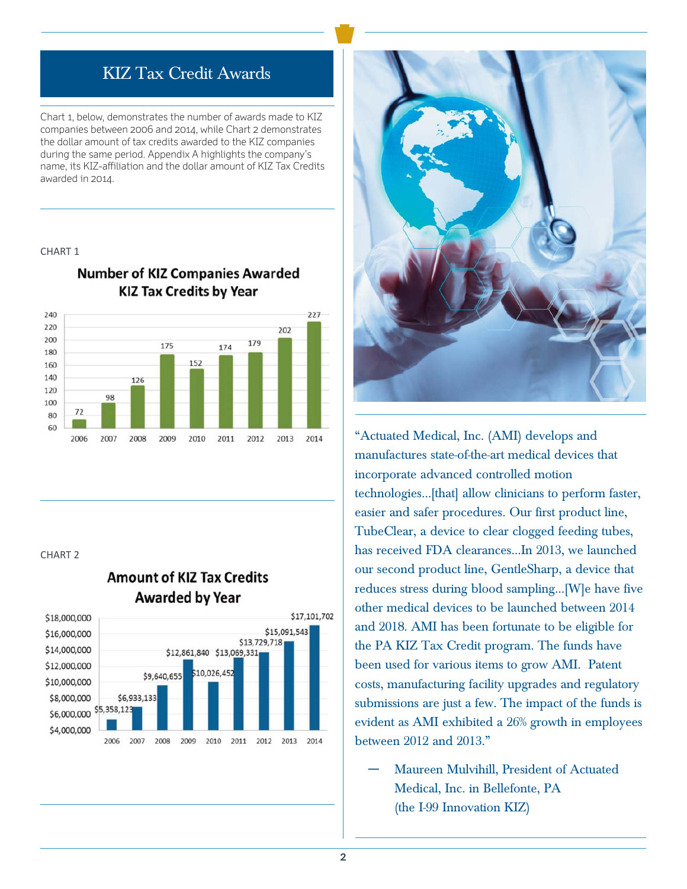## KIZ Tax Credit Awards

Chart 1, below, demonstrates the number of awards made to KIZ companies between 2006 and 2014, while Chart 2 demonstrates the dollar amount of tax credits awarded to the KIZ companies during the same period. Appendix A highlights the company's name, its KIZ-affiliation and the dollar amount of KIZ Tax Credits awarded in 2014.

CHART 1

**Number of KIZ Companies Awarded KIZ Tax Credits by Year**

| Year | Number |
|---|---|
| 2006 | 72 |
| 2007 | 98 |
| 2008 | 126 |
| 2009 | 175 |
| 2010 | 152 |
| 2011 | 174 |
| 2012 | 179 |
| 2013 | 202 |
| 2014 | 227 |

CHART 2

**Amount of KIZ Tax Credits Awarded by Year**

| Year | Amount |
|---|---|
| 2006 | $5,358,123 |
| 2007 | $6,933,133 |
| 2008 | $9,640,655 |
| 2009 | $12,861,840 |
| 2010 | $10,026,452 |
| 2011 | $13,069,331 |
| 2012 | $13,729,718 |
| 2013 | $15,091,543 |
| 2014 | $17,101,702 |

"Actuated Medical, Inc. (AMI) develops and manufactures state-of-the-art medical devices that incorporate advanced controlled motion technologies...[that] allow clinicians to perform faster, easier and safer procedures. Our first product line, TubeClear, a device to clear clogged feeding tubes, has received FDA clearances...In 2013, we launched our second product line, GentleSharp, a device that reduces stress during blood sampling...[W]e have five other medical devices to be launched between 2014 and 2018. AMI has been fortunate to be eligible for the PA KIZ Tax Credit program. The funds have been used for various items to grow AMI. Patent costs, manufacturing facility upgrades and regulatory submissions are just a few. The impact of the funds is evident as AMI exhibited a 26% growth in employees between 2012 and 2013."

— Maureen Mulvihill, President of Actuated Medical, Inc. in Bellefonte, PA (the I-99 Innovation KIZ)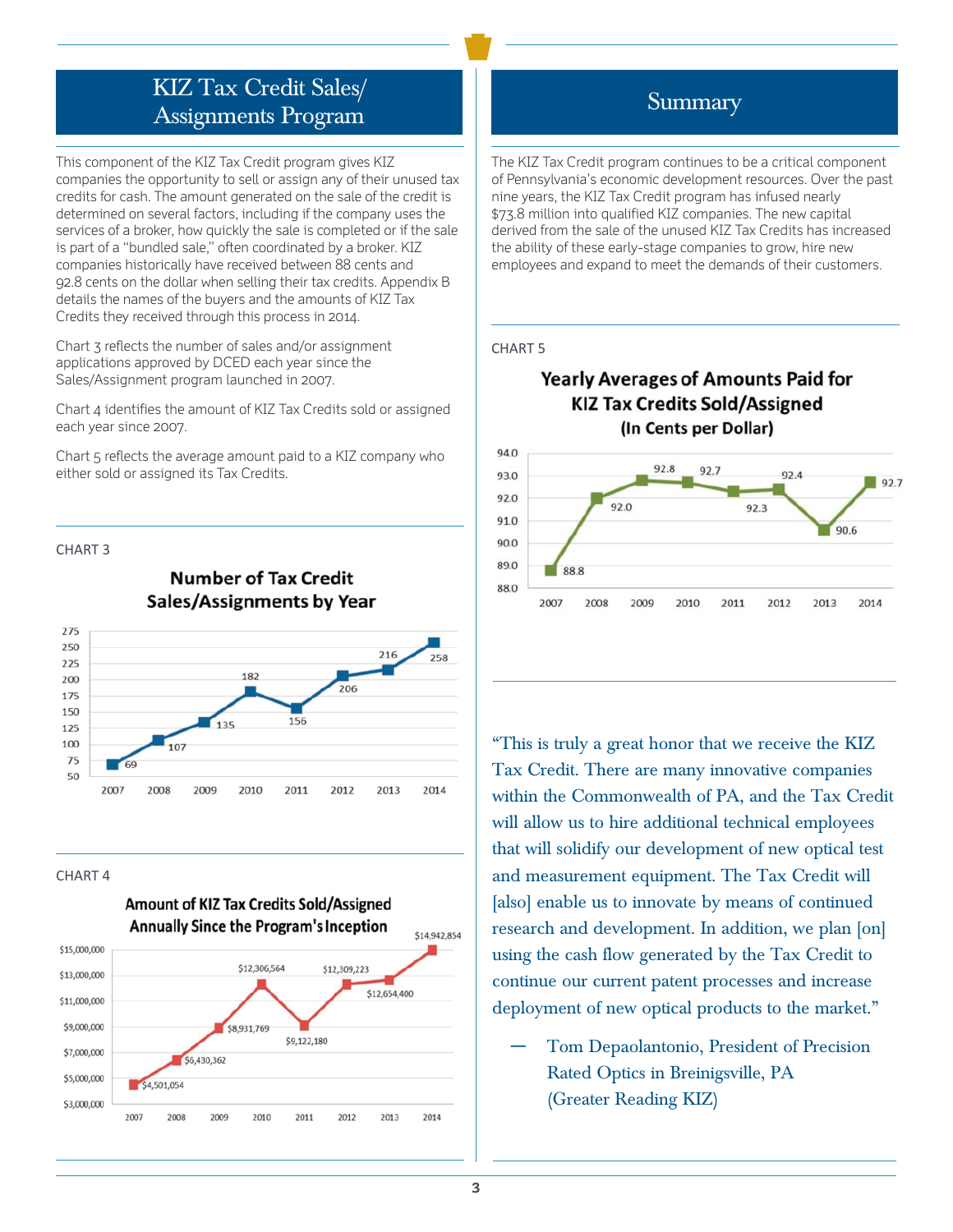## KIZ Tax Credit Sales/ Assignments Program

This component of the KIZ Tax Credit program gives KIZ companies the opportunity to sell or assign any of their unused tax credits for cash. The amount generated on the sale of the credit is determined on several factors, including if the company uses the services of a broker, how quickly the sale is completed or if the sale is part of a "bundled sale," often coordinated by a broker. KIZ companies historically have received between 88 cents and 92.8 cents on the dollar when selling their tax credits. Appendix B details the names of the buyers and the amounts of KIZ Tax Credits they received through this process in 2014.

Chart 3 reflects the number of sales and/or assignment applications approved by DCED each year since the Sales/Assignment program launched in 2007.

Chart 4 identifies the amount of KIZ Tax Credits sold or assigned each year since 2007.

Chart 5 reflects the average amount paid to a KIZ company who either sold or assigned its Tax Credits.

CHART 3

**Number of Tax Credit Sales/Assignments by Year**

| Year | Number |
|---|---|
| 2007 | 69 |
| 2008 | 107 |
| 2009 | 135 |
| 2010 | 182 |
| 2011 | 156 |
| 2012 | 206 |
| 2013 | 216 |
| 2014 | 258 |

CHART 4

**Amount of KIZ Tax Credits Sold/Assigned Annually Since the Program's Inception**

| Year | Amount |
|---|---|
| 2007 | $4,501,054 |
| 2008 | $6,430,362 |
| 2009 | $8,931,769 |
| 2010 | $12,306,564 |
| 2011 | $9,122,180 |
| 2012 | $12,309,223 |
| 2013 | $12,654,400 |
| 2014 | $14,942,854 |

## Summary

The KIZ Tax Credit program continues to be a critical component of Pennsylvania's economic development resources. Over the past nine years, the KIZ Tax Credit program has infused nearly $73.8 million into qualified KIZ companies. The new capital derived from the sale of the unused KIZ Tax Credits has increased the ability of these early-stage companies to grow, hire new employees and expand to meet the demands of their customers.

CHART 5

**Yearly Averages of Amounts Paid for KIZ Tax Credits Sold/Assigned (In Cents per Dollar)**

| Year | Cents per Dollar |
|---|---|
| 2007 | 88.8 |
| 2008 | 92.0 |
| 2009 | 92.8 |
| 2010 | 92.7 |
| 2011 | 92.3 |
| 2012 | 92.4 |
| 2013 | 90.6 |
| 2014 | 92.7 |

"This is truly a great honor that we receive the KIZ Tax Credit. There are many innovative companies within the Commonwealth of PA, and the Tax Credit will allow us to hire additional technical employees that will solidify our development of new optical test and measurement equipment. The Tax Credit will [also] enable us to innovate by means of continued research and development. In addition, we plan [on] using the cash flow generated by the Tax Credit to continue our current patent processes and increase deployment of new optical products to the market."

— Tom Depaolantonio, President of Precision Rated Optics in Breinigsville, PA (Greater Reading KIZ)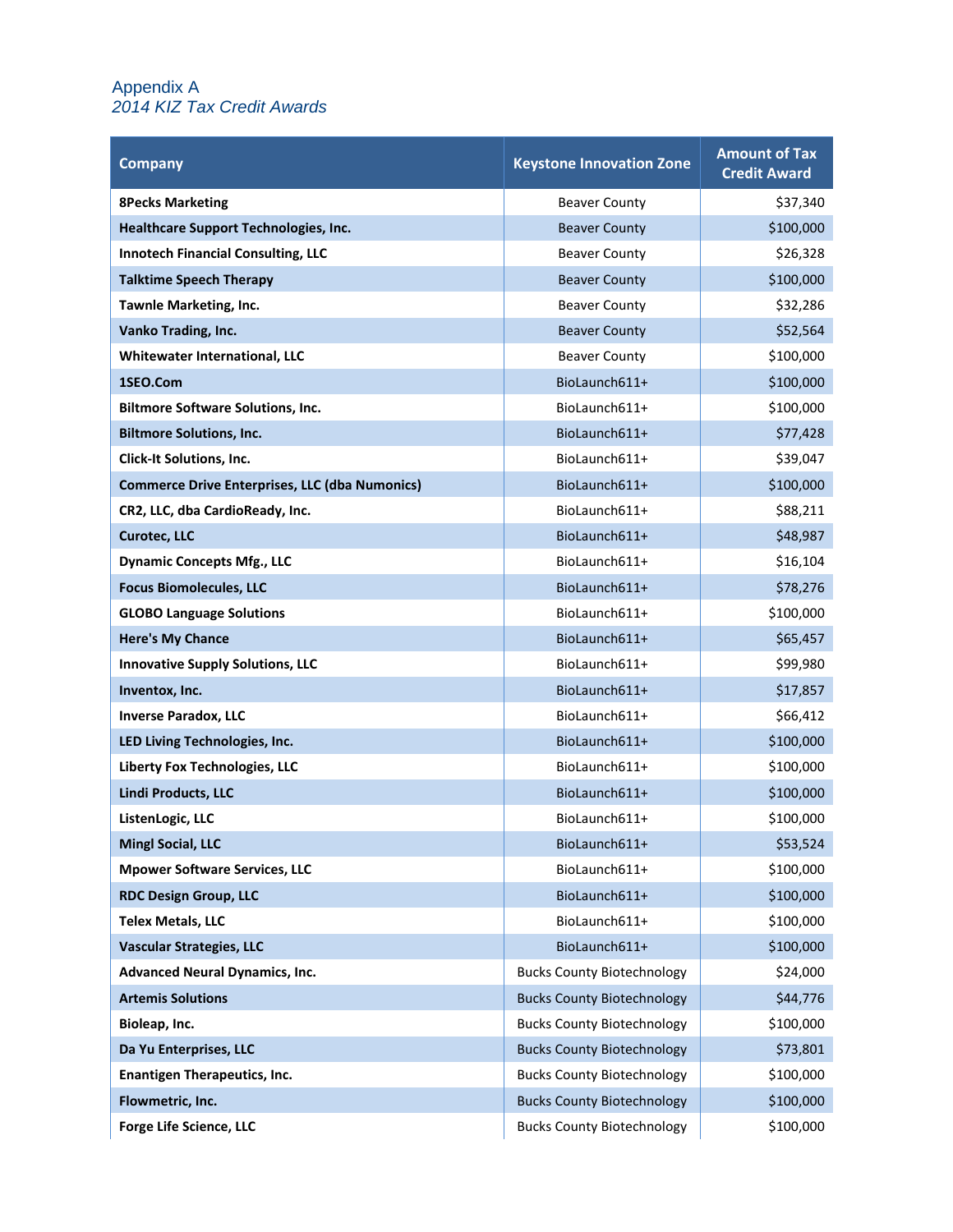## Appendix A

### *2014 KIZ Tax Credit Awards*

| Company | Keystone Innovation Zone | Amount of Tax Credit Award |
|---|---|---|
| **8Pecks Marketing** | Beaver County | $37,340 |
| **Healthcare Support Technologies, Inc.** | Beaver County | $100,000 |
| **Innotech Financial Consulting, LLC** | Beaver County | $26,328 |
| **Talktime Speech Therapy** | Beaver County | $100,000 |
| **Tawnle Marketing, Inc.** | Beaver County | $32,286 |
| **Vanko Trading, Inc.** | Beaver County | $52,564 |
| **Whitewater International, LLC** | Beaver County | $100,000 |
| **1SEO.Com** | BioLaunch611+ | $100,000 |
| **Biltmore Software Solutions, Inc.** | BioLaunch611+ | $100,000 |
| **Biltmore Solutions, Inc.** | BioLaunch611+ | $77,428 |
| **Click-It Solutions, Inc.** | BioLaunch611+ | $39,047 |
| **Commerce Drive Enterprises, LLC (dba Numonics)** | BioLaunch611+ | $100,000 |
| **CR2, LLC, dba CardioReady, Inc.** | BioLaunch611+ | $88,211 |
| **Curotec, LLC** | BioLaunch611+ | $48,987 |
| **Dynamic Concepts Mfg., LLC** | BioLaunch611+ | $16,104 |
| **Focus Biomolecules, LLC** | BioLaunch611+ | $78,276 |
| **GLOBO Language Solutions** | BioLaunch611+ | $100,000 |
| **Here's My Chance** | BioLaunch611+ | $65,457 |
| **Innovative Supply Solutions, LLC** | BioLaunch611+ | $99,980 |
| **Inventox, Inc.** | BioLaunch611+ | $17,857 |
| **Inverse Paradox, LLC** | BioLaunch611+ | $66,412 |
| **LED Living Technologies, Inc.** | BioLaunch611+ | $100,000 |
| **Liberty Fox Technologies, LLC** | BioLaunch611+ | $100,000 |
| **Lindi Products, LLC** | BioLaunch611+ | $100,000 |
| **ListenLogic, LLC** | BioLaunch611+ | $100,000 |
| **Mingl Social, LLC** | BioLaunch611+ | $53,524 |
| **Mpower Software Services, LLC** | BioLaunch611+ | $100,000 |
| **RDC Design Group, LLC** | BioLaunch611+ | $100,000 |
| **Telex Metals, LLC** | BioLaunch611+ | $100,000 |
| **Vascular Strategies, LLC** | BioLaunch611+ | $100,000 |
| **Advanced Neural Dynamics, Inc.** | Bucks County Biotechnology | $24,000 |
| **Artemis Solutions** | Bucks County Biotechnology | $44,776 |
| **Bioleap, Inc.** | Bucks County Biotechnology | $100,000 |
| **Da Yu Enterprises, LLC** | Bucks County Biotechnology | $73,801 |
| **Enantigen Therapeutics, Inc.** | Bucks County Biotechnology | $100,000 |
| **Flowmetric, Inc.** | Bucks County Biotechnology | $100,000 |
| **Forge Life Science, LLC** | Bucks County Biotechnology | $100,000 |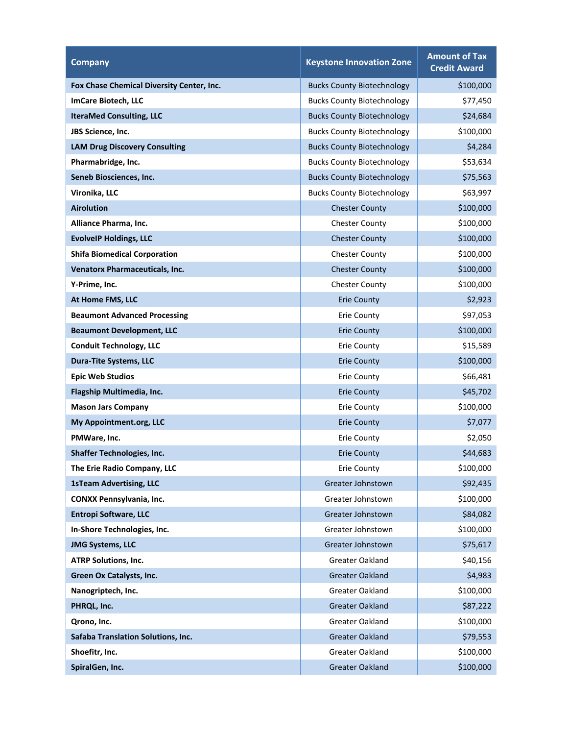| Company | Keystone Innovation Zone | Amount of Tax Credit Award |
|---|---|---|
| **Fox Chase Chemical Diversity Center, Inc.** | Bucks County Biotechnology | $100,000 |
| **ImCare Biotech, LLC** | Bucks County Biotechnology | $77,450 |
| **IteraMed Consulting, LLC** | Bucks County Biotechnology | $24,684 |
| **JBS Science, Inc.** | Bucks County Biotechnology | $100,000 |
| **LAM Drug Discovery Consulting** | Bucks County Biotechnology | $4,284 |
| **Pharmabridge, Inc.** | Bucks County Biotechnology | $53,634 |
| **Seneb Biosciences, Inc.** | Bucks County Biotechnology | $75,563 |
| **Vironika, LLC** | Bucks County Biotechnology | $63,997 |
| **Airolution** | Chester County | $100,000 |
| **Alliance Pharma, Inc.** | Chester County | $100,000 |
| **EvolveIP Holdings, LLC** | Chester County | $100,000 |
| **Shifa Biomedical Corporation** | Chester County | $100,000 |
| **Venatorx Pharmaceuticals, Inc.** | Chester County | $100,000 |
| **Y-Prime, Inc.** | Chester County | $100,000 |
| **At Home FMS, LLC** | Erie County | $2,923 |
| **Beaumont Advanced Processing** | Erie County | $97,053 |
| **Beaumont Development, LLC** | Erie County | $100,000 |
| **Conduit Technology, LLC** | Erie County | $15,589 |
| **Dura-Tite Systems, LLC** | Erie County | $100,000 |
| **Epic Web Studios** | Erie County | $66,481 |
| **Flagship Multimedia, Inc.** | Erie County | $45,702 |
| **Mason Jars Company** | Erie County | $100,000 |
| **My Appointment.org, LLC** | Erie County | $7,077 |
| **PMWare, Inc.** | Erie County | $2,050 |
| **Shaffer Technologies, Inc.** | Erie County | $44,683 |
| **The Erie Radio Company, LLC** | Erie County | $100,000 |
| **1sTeam Advertising, LLC** | Greater Johnstown | $92,435 |
| **CONXX Pennsylvania, Inc.** | Greater Johnstown | $100,000 |
| **Entropi Software, LLC** | Greater Johnstown | $84,082 |
| **In-Shore Technologies, Inc.** | Greater Johnstown | $100,000 |
| **JMG Systems, LLC** | Greater Johnstown | $75,617 |
| **ATRP Solutions, Inc.** | Greater Oakland | $40,156 |
| **Green Ox Catalysts, Inc.** | Greater Oakland | $4,983 |
| **Nanogriptech, Inc.** | Greater Oakland | $100,000 |
| **PHRQL, Inc.** | Greater Oakland | $87,222 |
| **Qrono, Inc.** | Greater Oakland | $100,000 |
| **Safaba Translation Solutions, Inc.** | Greater Oakland | $79,553 |
| **Shoefitr, Inc.** | Greater Oakland | $100,000 |
| **SpiralGen, Inc.** | Greater Oakland | $100,000 |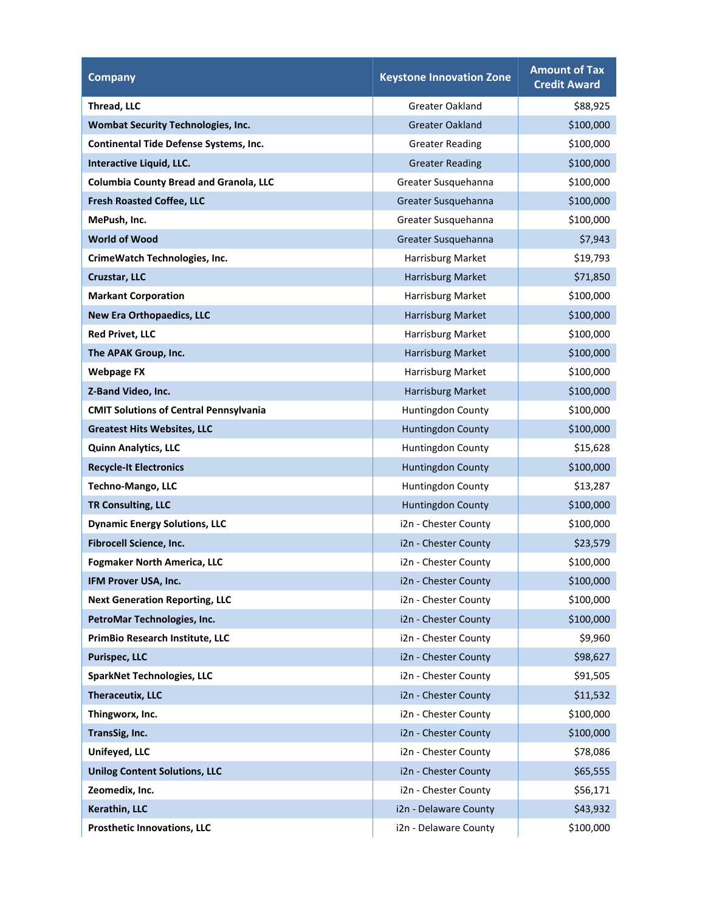| Company | Keystone Innovation Zone | Amount of Tax Credit Award |
| --- | --- | --- |
| **Thread, LLC** | Greater Oakland | $88,925 |
| **Wombat Security Technologies, Inc.** | Greater Oakland | $100,000 |
| **Continental Tide Defense Systems, Inc.** | Greater Reading | $100,000 |
| **Interactive Liquid, LLC.** | Greater Reading | $100,000 |
| **Columbia County Bread and Granola, LLC** | Greater Susquehanna | $100,000 |
| **Fresh Roasted Coffee, LLC** | Greater Susquehanna | $100,000 |
| **MePush, Inc.** | Greater Susquehanna | $100,000 |
| **World of Wood** | Greater Susquehanna | $7,943 |
| **CrimeWatch Technologies, Inc.** | Harrisburg Market | $19,793 |
| **Cruzstar, LLC** | Harrisburg Market | $71,850 |
| **Markant Corporation** | Harrisburg Market | $100,000 |
| **New Era Orthopaedics, LLC** | Harrisburg Market | $100,000 |
| **Red Privet, LLC** | Harrisburg Market | $100,000 |
| **The APAK Group, Inc.** | Harrisburg Market | $100,000 |
| **Webpage FX** | Harrisburg Market | $100,000 |
| **Z-Band Video, Inc.** | Harrisburg Market | $100,000 |
| **CMIT Solutions of Central Pennsylvania** | Huntingdon County | $100,000 |
| **Greatest Hits Websites, LLC** | Huntingdon County | $100,000 |
| **Quinn Analytics, LLC** | Huntingdon County | $15,628 |
| **Recycle-It Electronics** | Huntingdon County | $100,000 |
| **Techno-Mango, LLC** | Huntingdon County | $13,287 |
| **TR Consulting, LLC** | Huntingdon County | $100,000 |
| **Dynamic Energy Solutions, LLC** | i2n - Chester County | $100,000 |
| **Fibrocell Science, Inc.** | i2n - Chester County | $23,579 |
| **Fogmaker North America, LLC** | i2n - Chester County | $100,000 |
| **IFM Prover USA, Inc.** | i2n - Chester County | $100,000 |
| **Next Generation Reporting, LLC** | i2n - Chester County | $100,000 |
| **PetroMar Technologies, Inc.** | i2n - Chester County | $100,000 |
| **PrimBio Research Institute, LLC** | i2n - Chester County | $9,960 |
| **Purispec, LLC** | i2n - Chester County | $98,627 |
| **SparkNet Technologies, LLC** | i2n - Chester County | $91,505 |
| **Theraceutix, LLC** | i2n - Chester County | $11,532 |
| **Thingworx, Inc.** | i2n - Chester County | $100,000 |
| **TransSig, Inc.** | i2n - Chester County | $100,000 |
| **Unifeyed, LLC** | i2n - Chester County | $78,086 |
| **Unilog Content Solutions, LLC** | i2n - Chester County | $65,555 |
| **Zeomedix, Inc.** | i2n - Chester County | $56,171 |
| **Kerathin, LLC** | i2n - Delaware County | $43,932 |
| **Prosthetic Innovations, LLC** | i2n - Delaware County | $100,000 |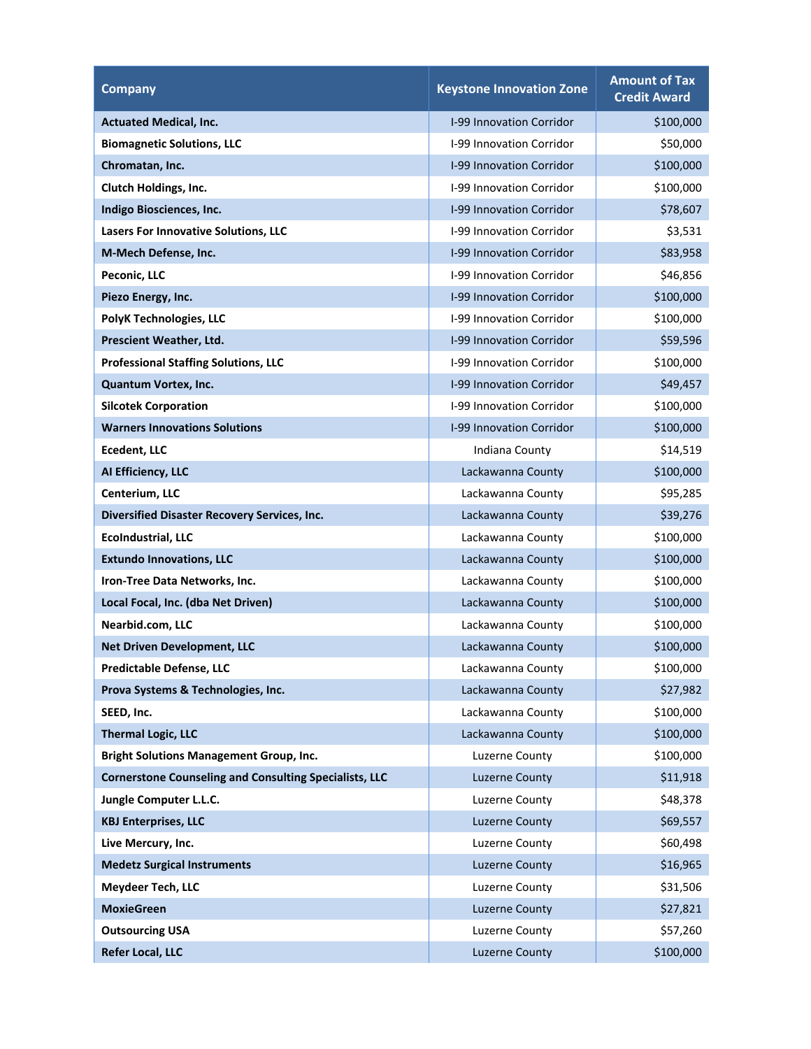| Company | Keystone Innovation Zone | Amount of Tax Credit Award |
|---|---|---|
| **Actuated Medical, Inc.** | I-99 Innovation Corridor | $100,000 |
| **Biomagnetic Solutions, LLC** | I-99 Innovation Corridor | $50,000 |
| **Chromatan, Inc.** | I-99 Innovation Corridor | $100,000 |
| **Clutch Holdings, Inc.** | I-99 Innovation Corridor | $100,000 |
| **Indigo Biosciences, Inc.** | I-99 Innovation Corridor | $78,607 |
| **Lasers For Innovative Solutions, LLC** | I-99 Innovation Corridor | $3,531 |
| **M-Mech Defense, Inc.** | I-99 Innovation Corridor | $83,958 |
| **Peconic, LLC** | I-99 Innovation Corridor | $46,856 |
| **Piezo Energy, Inc.** | I-99 Innovation Corridor | $100,000 |
| **PolyK Technologies, LLC** | I-99 Innovation Corridor | $100,000 |
| **Prescient Weather, Ltd.** | I-99 Innovation Corridor | $59,596 |
| **Professional Staffing Solutions, LLC** | I-99 Innovation Corridor | $100,000 |
| **Quantum Vortex, Inc.** | I-99 Innovation Corridor | $49,457 |
| **Silcotek Corporation** | I-99 Innovation Corridor | $100,000 |
| **Warners Innovations Solutions** | I-99 Innovation Corridor | $100,000 |
| **Ecedent, LLC** | Indiana County | $14,519 |
| **AI Efficiency, LLC** | Lackawanna County | $100,000 |
| **Centerium, LLC** | Lackawanna County | $95,285 |
| **Diversified Disaster Recovery Services, Inc.** | Lackawanna County | $39,276 |
| **EcoIndustrial, LLC** | Lackawanna County | $100,000 |
| **Extundo Innovations, LLC** | Lackawanna County | $100,000 |
| **Iron-Tree Data Networks, Inc.** | Lackawanna County | $100,000 |
| **Local Focal, Inc. (dba Net Driven)** | Lackawanna County | $100,000 |
| **Nearbid.com, LLC** | Lackawanna County | $100,000 |
| **Net Driven Development, LLC** | Lackawanna County | $100,000 |
| **Predictable Defense, LLC** | Lackawanna County | $100,000 |
| **Prova Systems & Technologies, Inc.** | Lackawanna County | $27,982 |
| **SEED, Inc.** | Lackawanna County | $100,000 |
| **Thermal Logic, LLC** | Lackawanna County | $100,000 |
| **Bright Solutions Management Group, Inc.** | Luzerne County | $100,000 |
| **Cornerstone Counseling and Consulting Specialists, LLC** | Luzerne County | $11,918 |
| **Jungle Computer L.L.C.** | Luzerne County | $48,378 |
| **KBJ Enterprises, LLC** | Luzerne County | $69,557 |
| **Live Mercury, Inc.** | Luzerne County | $60,498 |
| **Medetz Surgical Instruments** | Luzerne County | $16,965 |
| **Meydeer Tech, LLC** | Luzerne County | $31,506 |
| **MoxieGreen** | Luzerne County | $27,821 |
| **Outsourcing USA** | Luzerne County | $57,260 |
| **Refer Local, LLC** | Luzerne County | $100,000 |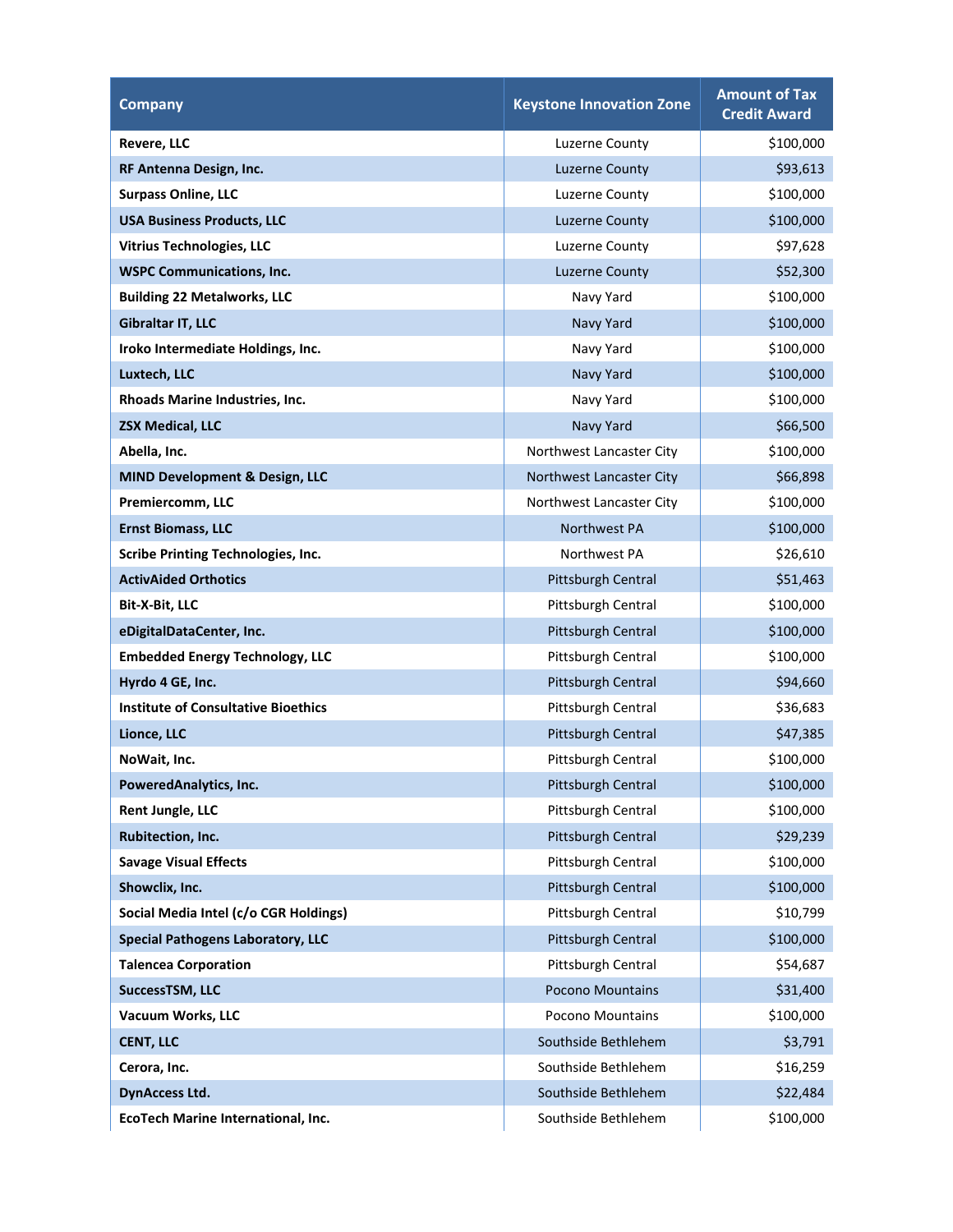| Company | Keystone Innovation Zone | Amount of Tax Credit Award |
|---|---|---|
| **Revere, LLC** | Luzerne County | $100,000 |
| **RF Antenna Design, Inc.** | Luzerne County | $93,613 |
| **Surpass Online, LLC** | Luzerne County | $100,000 |
| **USA Business Products, LLC** | Luzerne County | $100,000 |
| **Vitrius Technologies, LLC** | Luzerne County | $97,628 |
| **WSPC Communications, Inc.** | Luzerne County | $52,300 |
| **Building 22 Metalworks, LLC** | Navy Yard | $100,000 |
| **Gibraltar IT, LLC** | Navy Yard | $100,000 |
| **Iroko Intermediate Holdings, Inc.** | Navy Yard | $100,000 |
| **Luxtech, LLC** | Navy Yard | $100,000 |
| **Rhoads Marine Industries, Inc.** | Navy Yard | $100,000 |
| **ZSX Medical, LLC** | Navy Yard | $66,500 |
| **Abella, Inc.** | Northwest Lancaster City | $100,000 |
| **MIND Development & Design, LLC** | Northwest Lancaster City | $66,898 |
| **Premiercomm, LLC** | Northwest Lancaster City | $100,000 |
| **Ernst Biomass, LLC** | Northwest PA | $100,000 |
| **Scribe Printing Technologies, Inc.** | Northwest PA | $26,610 |
| **ActivAided Orthotics** | Pittsburgh Central | $51,463 |
| **Bit-X-Bit, LLC** | Pittsburgh Central | $100,000 |
| **eDigitalDataCenter, Inc.** | Pittsburgh Central | $100,000 |
| **Embedded Energy Technology, LLC** | Pittsburgh Central | $100,000 |
| **Hyrdo 4 GE, Inc.** | Pittsburgh Central | $94,660 |
| **Institute of Consultative Bioethics** | Pittsburgh Central | $36,683 |
| **Lionce, LLC** | Pittsburgh Central | $47,385 |
| **NoWait, Inc.** | Pittsburgh Central | $100,000 |
| **PoweredAnalytics, Inc.** | Pittsburgh Central | $100,000 |
| **Rent Jungle, LLC** | Pittsburgh Central | $100,000 |
| **Rubitection, Inc.** | Pittsburgh Central | $29,239 |
| **Savage Visual Effects** | Pittsburgh Central | $100,000 |
| **Showclix, Inc.** | Pittsburgh Central | $100,000 |
| **Social Media Intel (c/o CGR Holdings)** | Pittsburgh Central | $10,799 |
| **Special Pathogens Laboratory, LLC** | Pittsburgh Central | $100,000 |
| **Talencea Corporation** | Pittsburgh Central | $54,687 |
| **SuccessTSM, LLC** | Pocono Mountains | $31,400 |
| **Vacuum Works, LLC** | Pocono Mountains | $100,000 |
| **CENT, LLC** | Southside Bethlehem | $3,791 |
| **Cerora, Inc.** | Southside Bethlehem | $16,259 |
| **DynAccess Ltd.** | Southside Bethlehem | $22,484 |
| **EcoTech Marine International, Inc.** | Southside Bethlehem | $100,000 |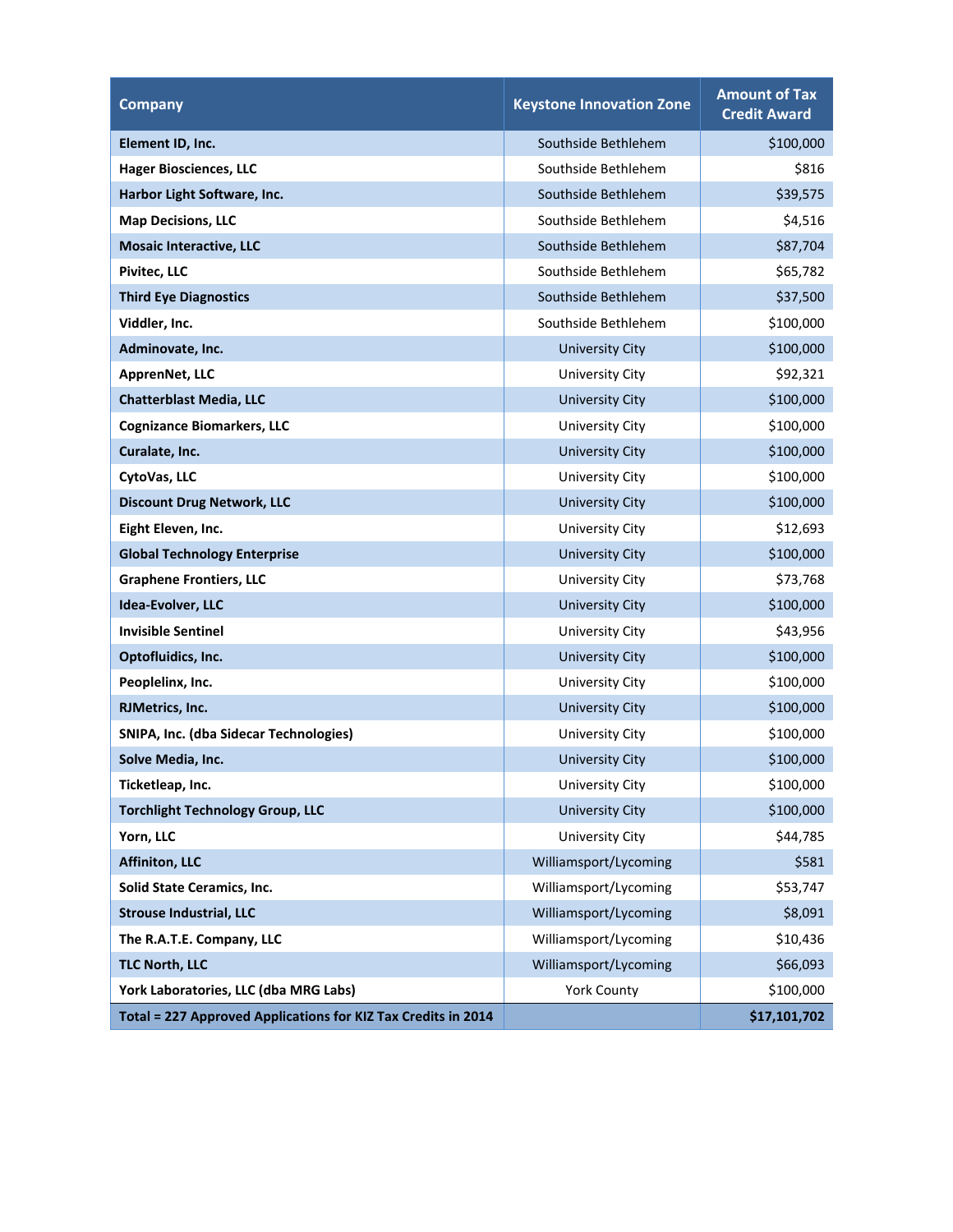| Company | Keystone Innovation Zone | Amount of Tax Credit Award |
|---|---|---|
| **Element ID, Inc.** | Southside Bethlehem | $100,000 |
| **Hager Biosciences, LLC** | Southside Bethlehem | $816 |
| **Harbor Light Software, Inc.** | Southside Bethlehem | $39,575 |
| **Map Decisions, LLC** | Southside Bethlehem | $4,516 |
| **Mosaic Interactive, LLC** | Southside Bethlehem | $87,704 |
| **Pivitec, LLC** | Southside Bethlehem | $65,782 |
| **Third Eye Diagnostics** | Southside Bethlehem | $37,500 |
| **Viddler, Inc.** | Southside Bethlehem | $100,000 |
| **Adminovate, Inc.** | University City | $100,000 |
| **ApprenNet, LLC** | University City | $92,321 |
| **Chatterblast Media, LLC** | University City | $100,000 |
| **Cognizance Biomarkers, LLC** | University City | $100,000 |
| **Curalate, Inc.** | University City | $100,000 |
| **CytoVas, LLC** | University City | $100,000 |
| **Discount Drug Network, LLC** | University City | $100,000 |
| **Eight Eleven, Inc.** | University City | $12,693 |
| **Global Technology Enterprise** | University City | $100,000 |
| **Graphene Frontiers, LLC** | University City | $73,768 |
| **Idea-Evolver, LLC** | University City | $100,000 |
| **Invisible Sentinel** | University City | $43,956 |
| **Optofluidics, Inc.** | University City | $100,000 |
| **Peoplelinx, Inc.** | University City | $100,000 |
| **RJMetrics, Inc.** | University City | $100,000 |
| **SNIPA, Inc. (dba Sidecar Technologies)** | University City | $100,000 |
| **Solve Media, Inc.** | University City | $100,000 |
| **Ticketleap, Inc.** | University City | $100,000 |
| **Torchlight Technology Group, LLC** | University City | $100,000 |
| **Yorn, LLC** | University City | $44,785 |
| **Affiniton, LLC** | Williamsport/Lycoming | $581 |
| **Solid State Ceramics, Inc.** | Williamsport/Lycoming | $53,747 |
| **Strouse Industrial, LLC** | Williamsport/Lycoming | $8,091 |
| **The R.A.T.E. Company, LLC** | Williamsport/Lycoming | $10,436 |
| **TLC North, LLC** | Williamsport/Lycoming | $66,093 |
| **York Laboratories, LLC (dba MRG Labs)** | York County | $100,000 |
| **Total = 227 Approved Applications for KIZ Tax Credits in 2014** | | **$17,101,702** |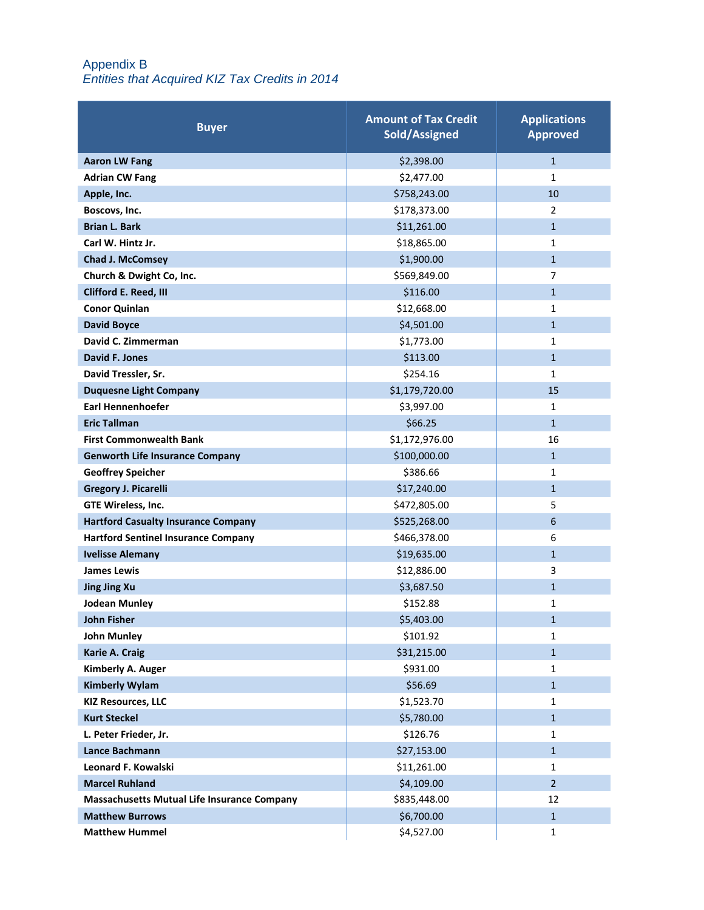## Appendix B

### *Entities that Acquired KIZ Tax Credits in 2014*

| Buyer | Amount of Tax Credit Sold/Assigned | Applications Approved |
|---|---|---|
| **Aaron LW Fang** | $2,398.00 | 1 |
| **Adrian CW Fang** | $2,477.00 | 1 |
| **Apple, Inc.** | $758,243.00 | 10 |
| **Boscovs, Inc.** | $178,373.00 | 2 |
| **Brian L. Bark** | $11,261.00 | 1 |
| **Carl W. Hintz Jr.** | $18,865.00 | 1 |
| **Chad J. McComsey** | $1,900.00 | 1 |
| **Church & Dwight Co, Inc.** | $569,849.00 | 7 |
| **Clifford E. Reed, III** | $116.00 | 1 |
| **Conor Quinlan** | $12,668.00 | 1 |
| **David Boyce** | $4,501.00 | 1 |
| **David C. Zimmerman** | $1,773.00 | 1 |
| **David F. Jones** | $113.00 | 1 |
| **David Tressler, Sr.** | $254.16 | 1 |
| **Duquesne Light Company** | $1,179,720.00 | 15 |
| **Earl Hennenhoefer** | $3,997.00 | 1 |
| **Eric Tallman** | $66.25 | 1 |
| **First Commonwealth Bank** | $1,172,976.00 | 16 |
| **Genworth Life Insurance Company** | $100,000.00 | 1 |
| **Geoffrey Speicher** | $386.66 | 1 |
| **Gregory J. Picarelli** | $17,240.00 | 1 |
| **GTE Wireless, Inc.** | $472,805.00 | 5 |
| **Hartford Casualty Insurance Company** | $525,268.00 | 6 |
| **Hartford Sentinel Insurance Company** | $466,378.00 | 6 |
| **Ivelisse Alemany** | $19,635.00 | 1 |
| **James Lewis** | $12,886.00 | 3 |
| **Jing Jing Xu** | $3,687.50 | 1 |
| **Jodean Munley** | $152.88 | 1 |
| **John Fisher** | $5,403.00 | 1 |
| **John Munley** | $101.92 | 1 |
| **Karie A. Craig** | $31,215.00 | 1 |
| **Kimberly A. Auger** | $931.00 | 1 |
| **Kimberly Wylam** | $56.69 | 1 |
| **KIZ Resources, LLC** | $1,523.70 | 1 |
| **Kurt Steckel** | $5,780.00 | 1 |
| **L. Peter Frieder, Jr.** | $126.76 | 1 |
| **Lance Bachmann** | $27,153.00 | 1 |
| **Leonard F. Kowalski** | $11,261.00 | 1 |
| **Marcel Ruhland** | $4,109.00 | 2 |
| **Massachusetts Mutual Life Insurance Company** | $835,448.00 | 12 |
| **Matthew Burrows** | $6,700.00 | 1 |
| **Matthew Hummel** | $4,527.00 | 1 |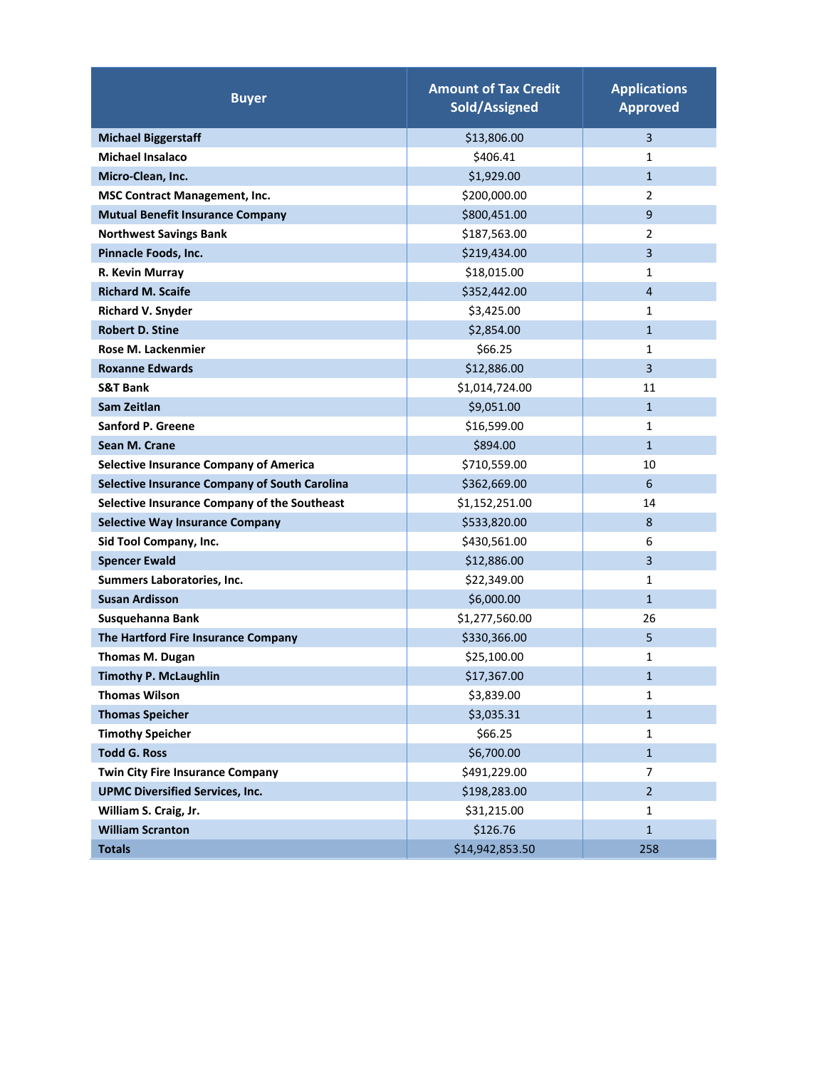| Buyer | Amount of Tax Credit Sold/Assigned | Applications Approved |
|---|---|---|
| Michael Biggerstaff | $13,806.00 | 3 |
| Michael Insalaco | $406.41 | 1 |
| Micro-Clean, Inc. | $1,929.00 | 1 |
| MSC Contract Management, Inc. | $200,000.00 | 2 |
| Mutual Benefit Insurance Company | $800,451.00 | 9 |
| Northwest Savings Bank | $187,563.00 | 2 |
| Pinnacle Foods, Inc. | $219,434.00 | 3 |
| R. Kevin Murray | $18,015.00 | 1 |
| Richard M. Scaife | $352,442.00 | 4 |
| Richard V. Snyder | $3,425.00 | 1 |
| Robert D. Stine | $2,854.00 | 1 |
| Rose M. Lackenmier | $66.25 | 1 |
| Roxanne Edwards | $12,886.00 | 3 |
| S&T Bank | $1,014,724.00 | 11 |
| Sam Zeitlan | $9,051.00 | 1 |
| Sanford P. Greene | $16,599.00 | 1 |
| Sean M. Crane | $894.00 | 1 |
| Selective Insurance Company of America | $710,559.00 | 10 |
| Selective Insurance Company of South Carolina | $362,669.00 | 6 |
| Selective Insurance Company of the Southeast | $1,152,251.00 | 14 |
| Selective Way Insurance Company | $533,820.00 | 8 |
| Sid Tool Company, Inc. | $430,561.00 | 6 |
| Spencer Ewald | $12,886.00 | 3 |
| Summers Laboratories, Inc. | $22,349.00 | 1 |
| Susan Ardisson | $6,000.00 | 1 |
| Susquehanna Bank | $1,277,560.00 | 26 |
| The Hartford Fire Insurance Company | $330,366.00 | 5 |
| Thomas M. Dugan | $25,100.00 | 1 |
| Timothy P. McLaughlin | $17,367.00 | 1 |
| Thomas Wilson | $3,839.00 | 1 |
| Thomas Speicher | $3,035.31 | 1 |
| Timothy Speicher | $66.25 | 1 |
| Todd G. Ross | $6,700.00 | 1 |
| Twin City Fire Insurance Company | $491,229.00 | 7 |
| UPMC Diversified Services, Inc. | $198,283.00 | 2 |
| William S. Craig, Jr. | $31,215.00 | 1 |
| William Scranton | $126.76 | 1 |
| **Totals** | $14,942,853.50 | 258 |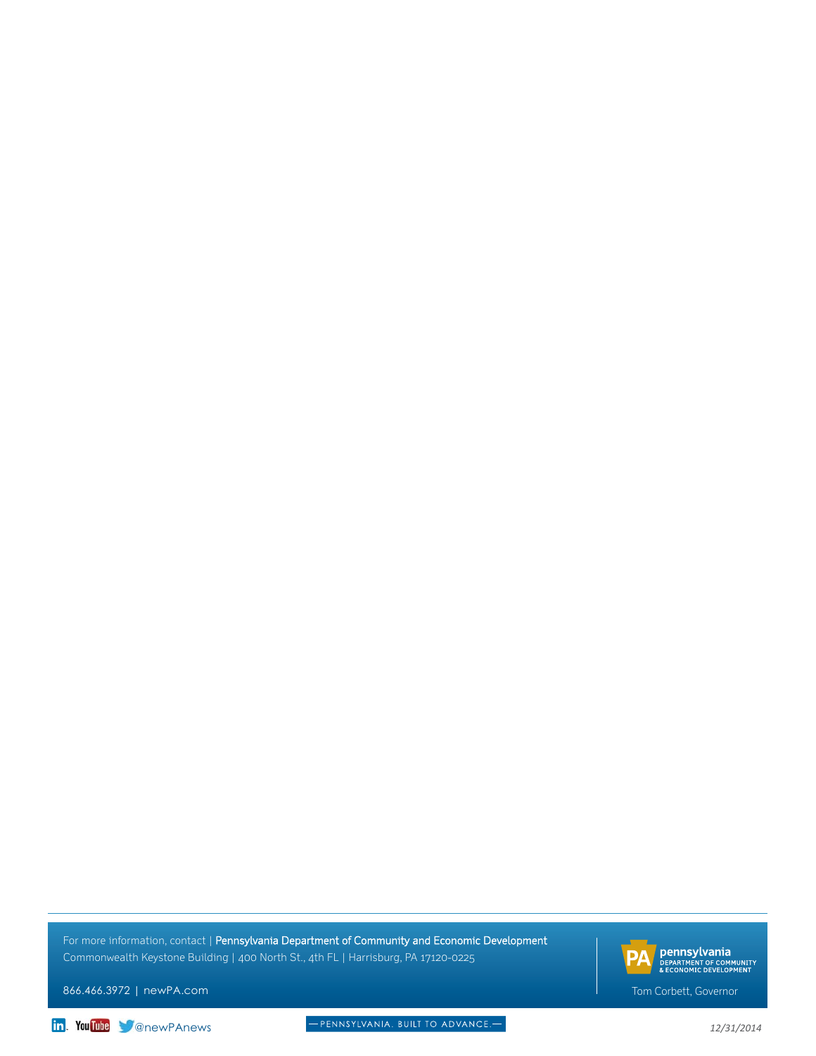For more information, contact | **Pennsylvania Department of Community and Economic Development**
Commonwealth Keystone Building | 400 North St., 4th FL | Harrisburg, PA 17120-0225

866.466.3972 | newPA.com

pennsylvania
DEPARTMENT OF COMMUNITY & ECONOMIC DEVELOPMENT

Tom Corbett, Governor

@newPAnews

— PENNSYLVANIA. BUILT TO ADVANCE. —

*12/31/2014*